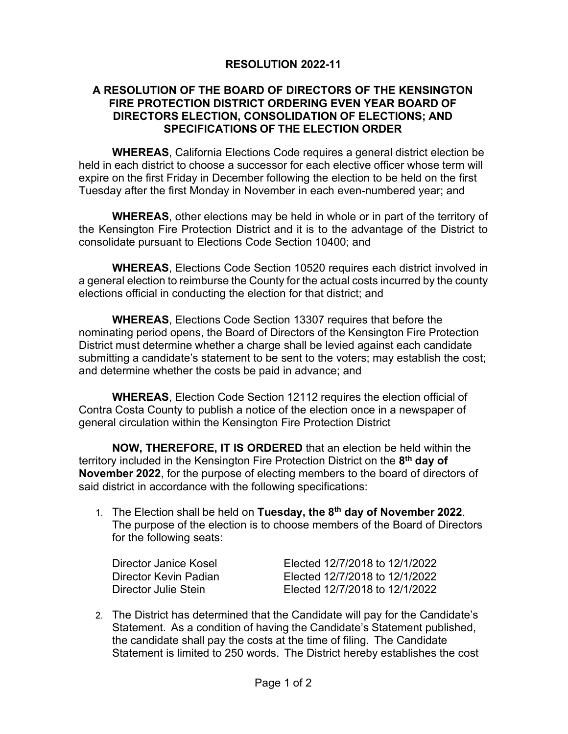# RESOLUTION 2022-11

## A RESOLUTION OF THE BOARD OF DIRECTORS OF THE KENSINGTON FIRE PROTECTION DISTRICT ORDERING EVEN YEAR BOARD OF DIRECTORS ELECTION, CONSOLIDATION OF ELECTIONS; AND SPECIFICATIONS OF THE ELECTION ORDER

**WHEREAS**, California Elections Code requires a general district election be held in each district to choose a successor for each elective officer whose term will expire on the first Friday in December following the election to be held on the first Tuesday after the first Monday in November in each even-numbered year; and

**WHEREAS**, other elections may be held in whole or in part of the territory of the Kensington Fire Protection District and it is to the advantage of the District to consolidate pursuant to Elections Code Section 10400; and

**WHEREAS**, Elections Code Section 10520 requires each district involved in a general election to reimburse the County for the actual costs incurred by the county elections official in conducting the election for that district; and

**WHEREAS**, Elections Code Section 13307 requires that before the nominating period opens, the Board of Directors of the Kensington Fire Protection District must determine whether a charge shall be levied against each candidate submitting a candidate's statement to be sent to the voters; may establish the cost; and determine whether the costs be paid in advance; and

**WHEREAS**, Election Code Section 12112 requires the election official of Contra Costa County to publish a notice of the election once in a newspaper of general circulation within the Kensington Fire Protection District

**NOW, THEREFORE, IT IS ORDERED** that an election be held within the territory included in the Kensington Fire Protection District on the **8th day of November 2022**, for the purpose of electing members to the board of directors of said district in accordance with the following specifications:

1. The Election shall be held on **Tuesday, the 8th day of November 2022**. The purpose of the election is to choose members of the Board of Directors for the following seats:

   | | |
   |---|---|
   | Director Janice Kosel | Elected 12/7/2018 to 12/1/2022 |
   | Director Kevin Padian | Elected 12/7/2018 to 12/1/2022 |
   | Director Julie Stein | Elected 12/7/2018 to 12/1/2022 |

2. The District has determined that the Candidate will pay for the Candidate's Statement. As a condition of having the Candidate's Statement published, the candidate shall pay the costs at the time of filing. The Candidate Statement is limited to 250 words. The District hereby establishes the cost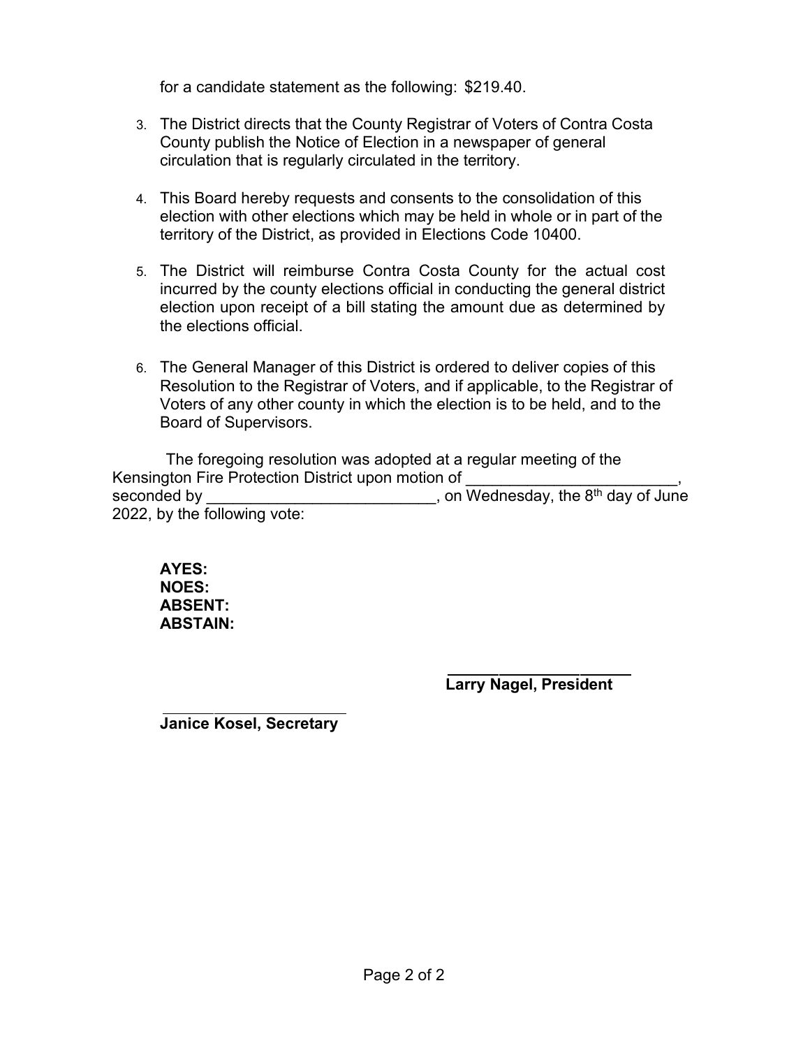for a candidate statement as the following: $219.40.

3. The District directs that the County Registrar of Voters of Contra Costa County publish the Notice of Election in a newspaper of general circulation that is regularly circulated in the territory.

4. This Board hereby requests and consents to the consolidation of this election with other elections which may be held in whole or in part of the territory of the District, as provided in Elections Code 10400.

5. The District will reimburse Contra Costa County for the actual cost incurred by the county elections official in conducting the general district election upon receipt of a bill stating the amount due as determined by the elections official.

6. The General Manager of this District is ordered to deliver copies of this Resolution to the Registrar of Voters, and if applicable, to the Registrar of Voters of any other county in which the election is to be held, and to the Board of Supervisors.

The foregoing resolution was adopted at a regular meeting of the Kensington Fire Protection District upon motion of ________________________, seconded by __________________________, on Wednesday, the 8th day of June 2022, by the following vote:

**AYES:**
**NOES:**
**ABSENT:**
**ABSTAIN:**

____________________
**Larry Nagel, President**

____________________
**Janice Kosel, Secretary**